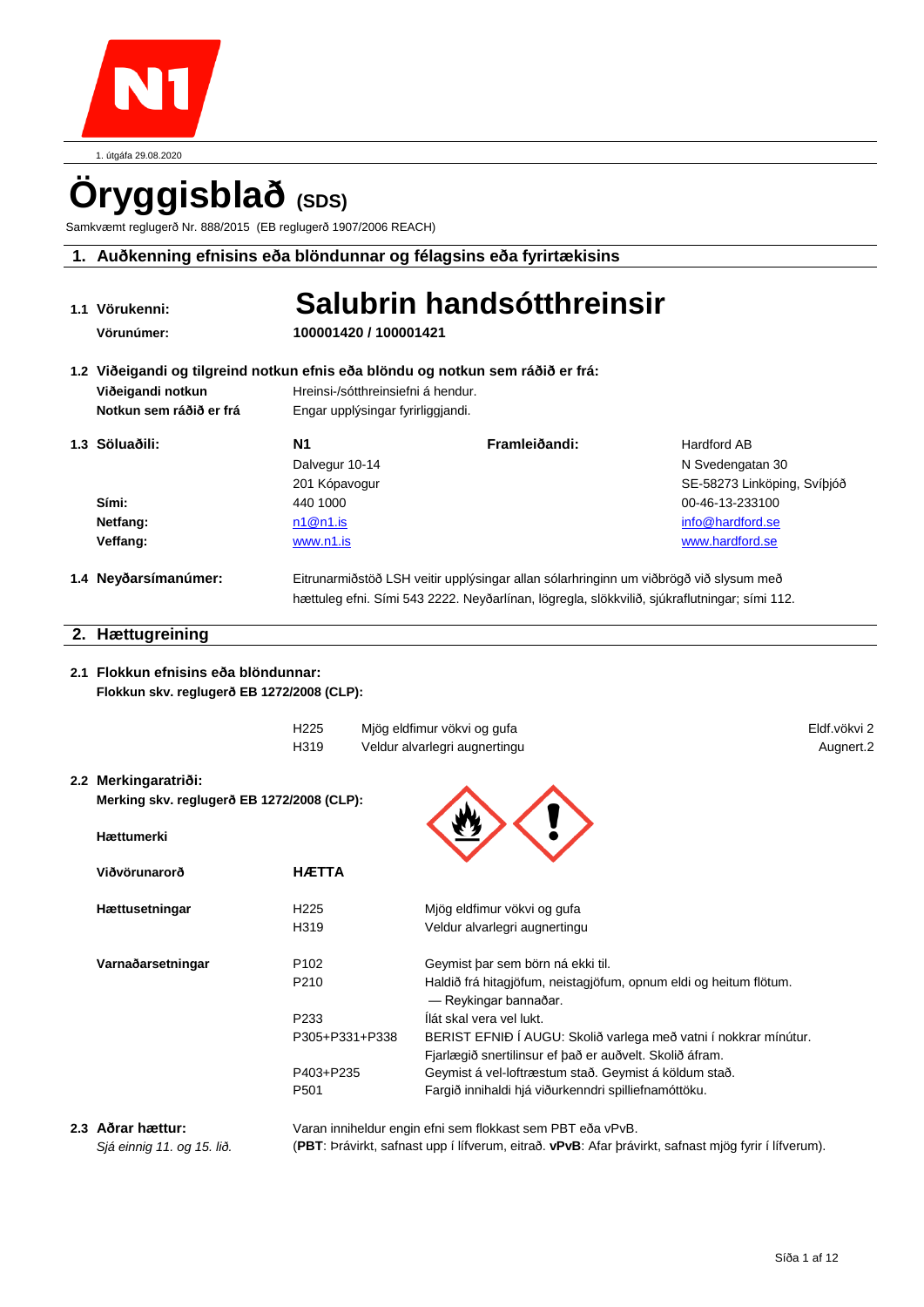1. útgáfa 29.08.2020

# Öryggisblað (SDS)

Samkvæmt reglugerð Nr. 888/2015 (EB reglugerð 1907/2006 REACH)

## 1. Auðkenning efnisins eða blöndunnar og félagsins eða fyrirtækisins

**1.1 Vörukenni:** **Salubrin handsótthreinsir**

**Vörunúmer:** **100001420 / 100001421**

**1.2 Viðeigandi og tilgreind notkun efnis eða blöndu og notkun sem ráðið er frá:**

| | |
|---|---|
| **Viðeigandi notkun** | Hreinsi-/sótthreinsiefni á hendur. |
| **Notkun sem ráðið er frá** | Engar upplýsingar fyrirliggjandi. |

| | | | |
|---|---|---|---|
| **1.3 Söluaðili:** | **N1** | **Framleiðandi:** | Hardford AB |
| | Dalvegur 10-14 | | N Svedengatan 30 |
| | 201 Kópavogur | | SE-58273 Linköping, Svíþjóð |
| **Sími:** | 440 1000 | | 00-46-13-233100 |
| **Netfang:** | n1@n1.is | | info@hardford.se |
| **Veffang:** | www.n1.is | | www.hardford.se |

**1.4 Neyðarsímanúmer:** Eitrunarmiðstöð LSH veitir upplýsingar allan sólarhringinn um viðbrögð við slysum með hættuleg efni. Sími 543 2222. Neyðarlínan, lögregla, slökkvilið, sjúkraflutningar; sími 112.

## 2. Hættugreining

**2.1 Flokkun efnisins eða blöndunnar:**

**Flokkun skv. reglugerð EB 1272/2008 (CLP):**

| | | |
|---|---|---|
| H225 | Mjög eldfimur vökvi og gufa | Eldf.vökvi 2 |
| H319 | Veldur alvarlegri augnertingu | Augnert.2 |

**2.2 Merkingaratriði:**

**Merking skv. reglugerð EB 1272/2008 (CLP):**

**Hættumerki**

| | | |
|---|---|---|
| **Viðvörunarorð** | **HÆTTA** | |
| **Hættusetningar** | H225 | Mjög eldfimur vökvi og gufa |
| | H319 | Veldur alvarlegri augnertingu |
| **Varnaðarsetningar** | P102 | Geymist þar sem börn ná ekki til. |
| | P210 | Haldið frá hitagjöfum, neistagjöfum, opnum eldi og heitum flötum. — Reykingar bannaðar. |
| | P233 | Ílát skal vera vel lukt. |
| | P305+P331+P338 | BERIST EFNIÐ Í AUGU: Skolið varlega með vatni í nokkrar mínútur. Fjarlægið snertilinsur ef það er auðvelt. Skolið áfram. |
| | P403+P235 | Geymist á vel-loftræstum stað. Geymist á köldum stað. |
| | P501 | Fargið innihaldi hjá viðurkenndri spilliefnamóttöku. |

**2.3 Aðrar hættur:**
*Sjá einnig 11. og 15. lið.*

Varan inniheldur engin efni sem flokkast sem PBT eða vPvB.
(**PBT**: Þrávirkt, safnast upp í lífverum, eitrað. **vPvB**: Afar þrávirkt, safnast mjög fyrir í lífverum).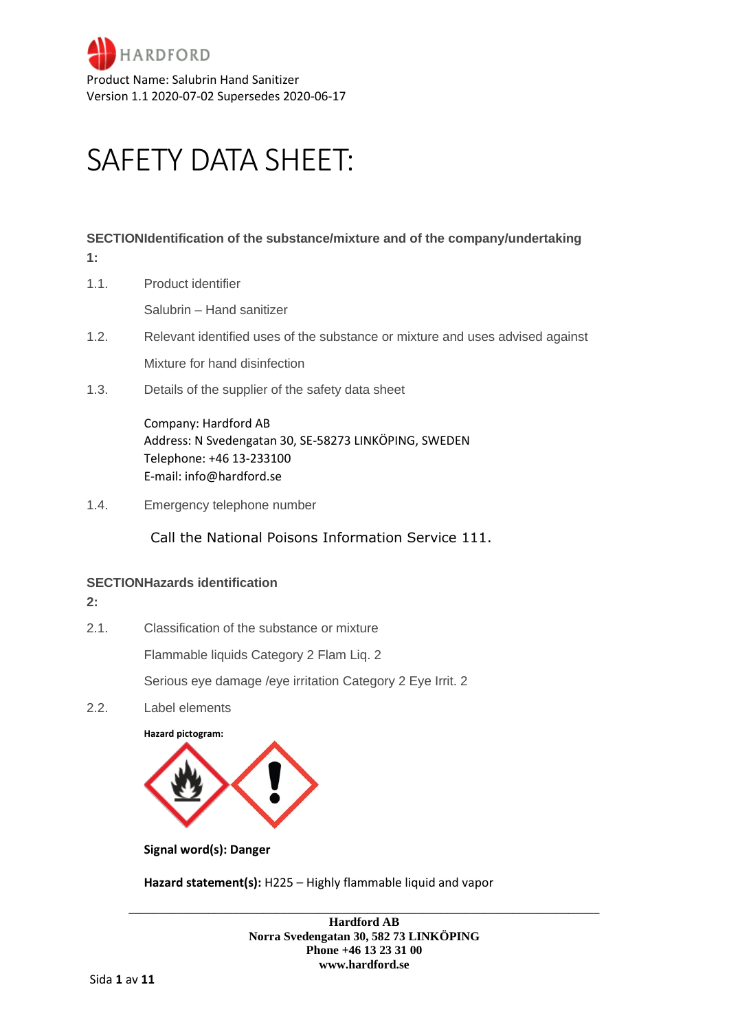Product Name: Salubrin Hand Sanitizer
Version 1.1 2020-07-02 Supersedes 2020-06-17

# SAFETY DATA SHEET:

## SECTION 1: Identification of the substance/mixture and of the company/undertaking

1.1. Product identifier

Salubrin – Hand sanitizer

1.2. Relevant identified uses of the substance or mixture and uses advised against

Mixture for hand disinfection

1.3. Details of the supplier of the safety data sheet

Company: Hardford AB
Address: N Svedengatan 30, SE-58273 LINKÖPING, SWEDEN
Telephone: +46 13-233100
E-mail: info@hardford.se

1.4. Emergency telephone number

Call the National Poisons Information Service 111.

## SECTION 2: Hazards identification

2.1. Classification of the substance or mixture

Flammable liquids Category 2 Flam Liq. 2

Serious eye damage /eye irritation Category 2 Eye Irrit. 2

2.2. Label elements

**Hazard pictogram:**

**Signal word(s): Danger**

**Hazard statement(s):** H225 – Highly flammable liquid and vapor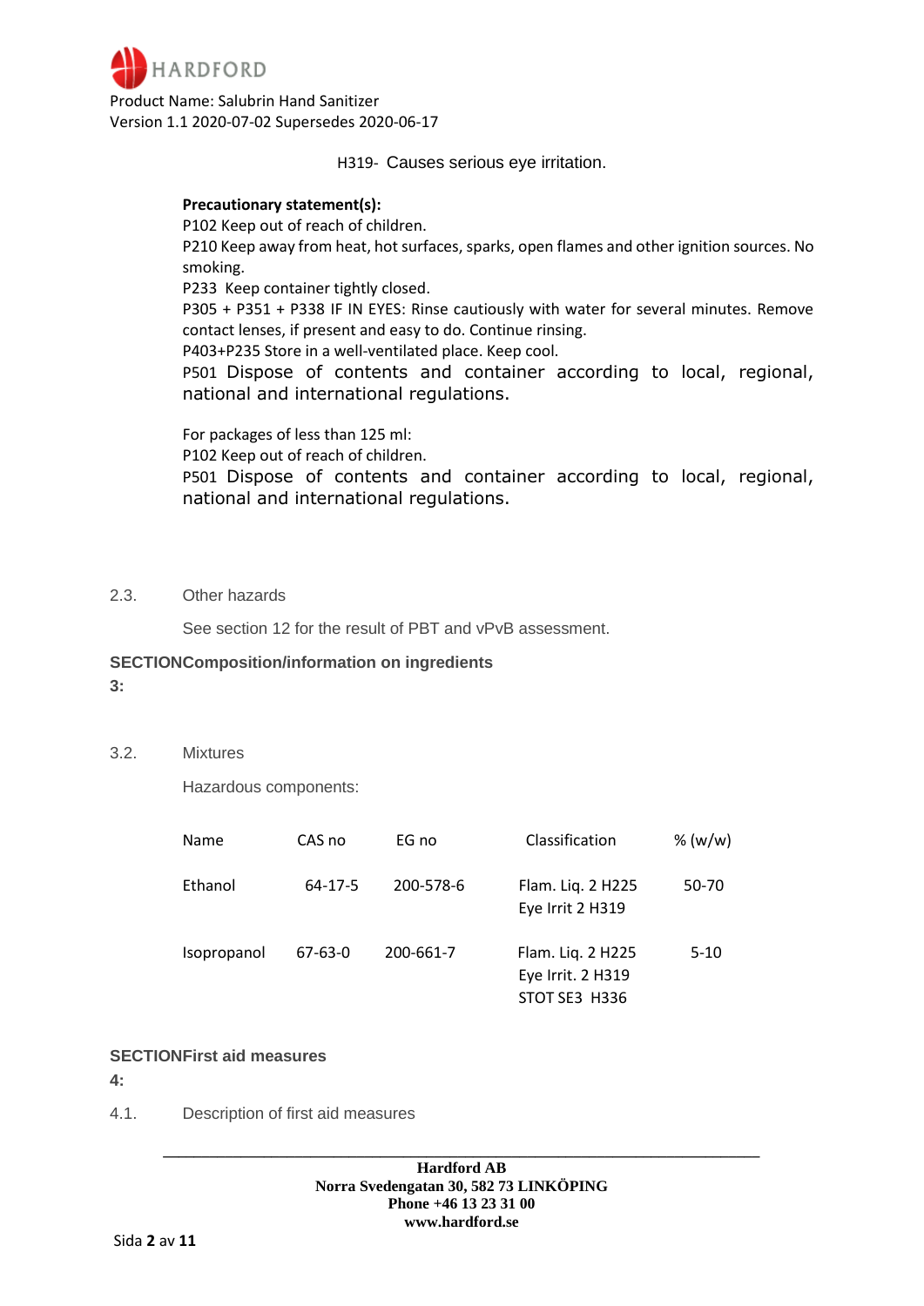H319- Causes serious eye irritation.

**Precautionary statement(s):**

P102 Keep out of reach of children.

P210 Keep away from heat, hot surfaces, sparks, open flames and other ignition sources. No smoking.

P233 Keep container tightly closed.

P305 + P351 + P338 IF IN EYES: Rinse cautiously with water for several minutes. Remove contact lenses, if present and easy to do. Continue rinsing.

P403+P235 Store in a well-ventilated place. Keep cool.

P501 Dispose of contents and container according to local, regional, national and international regulations.

For packages of less than 125 ml:

P102 Keep out of reach of children.

P501 Dispose of contents and container according to local, regional, national and international regulations.

2.3. Other hazards

See section 12 for the result of PBT and vPvB assessment.

## SECTION 3: Composition/information on ingredients

3.2. Mixtures

Hazardous components:

| Name | CAS no | EG no | Classification | % (w/w) |
|---|---|---|---|---|
| Ethanol | 64-17-5 | 200-578-6 | Flam. Liq. 2 H225<br>Eye Irrit 2 H319 | 50-70 |
| Isopropanol | 67-63-0 | 200-661-7 | Flam. Liq. 2 H225<br>Eye Irrit. 2 H319<br>STOT SE3 H336 | 5-10 |

## SECTION 4: First aid measures

4.1. Description of first aid measures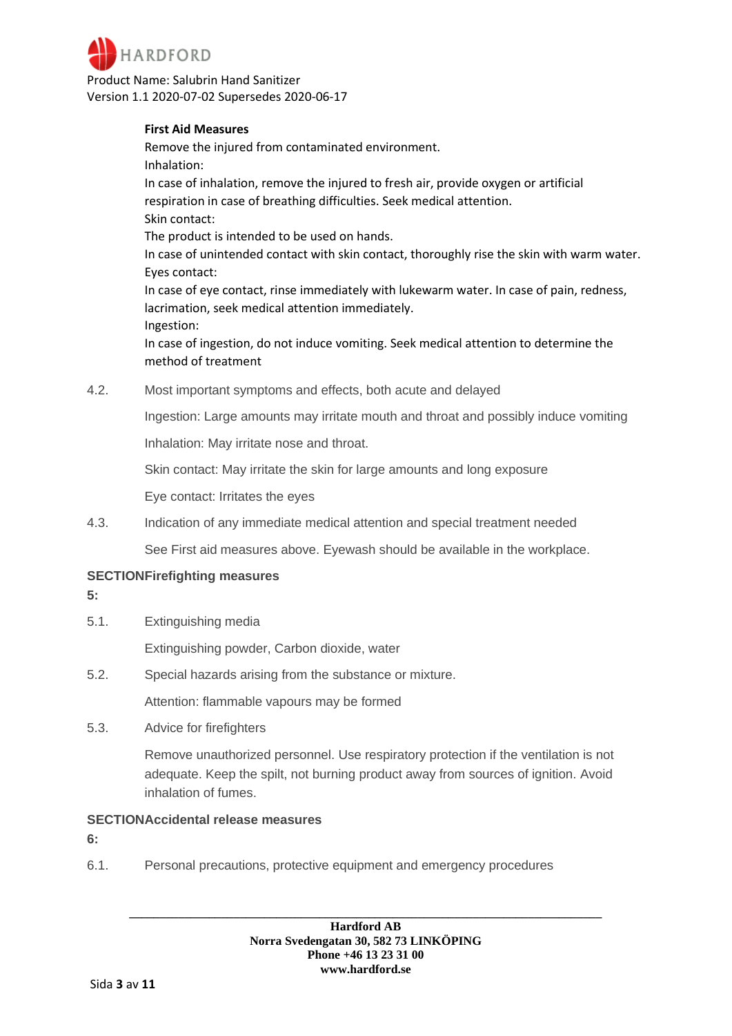**First Aid Measures**

Remove the injured from contaminated environment.

Inhalation:

In case of inhalation, remove the injured to fresh air, provide oxygen or artificial respiration in case of breathing difficulties. Seek medical attention.

Skin contact:

The product is intended to be used on hands.

In case of unintended contact with skin contact, thoroughly rise the skin with warm water.

Eyes contact:

In case of eye contact, rinse immediately with lukewarm water. In case of pain, redness, lacrimation, seek medical attention immediately.

Ingestion:

In case of ingestion, do not induce vomiting. Seek medical attention to determine the method of treatment

4.2. Most important symptoms and effects, both acute and delayed

Ingestion: Large amounts may irritate mouth and throat and possibly induce vomiting

Inhalation: May irritate nose and throat.

Skin contact: May irritate the skin for large amounts and long exposure

Eye contact: Irritates the eyes

4.3. Indication of any immediate medical attention and special treatment needed

See First aid measures above. Eyewash should be available in the workplace.

## SECTION 5: Firefighting measures

5.1. Extinguishing media

Extinguishing powder, Carbon dioxide, water

5.2. Special hazards arising from the substance or mixture.

Attention: flammable vapours may be formed

5.3. Advice for firefighters

Remove unauthorized personnel. Use respiratory protection if the ventilation is not adequate. Keep the spilt, not burning product away from sources of ignition. Avoid inhalation of fumes.

## SECTION 6: Accidental release measures

6.1. Personal precautions, protective equipment and emergency procedures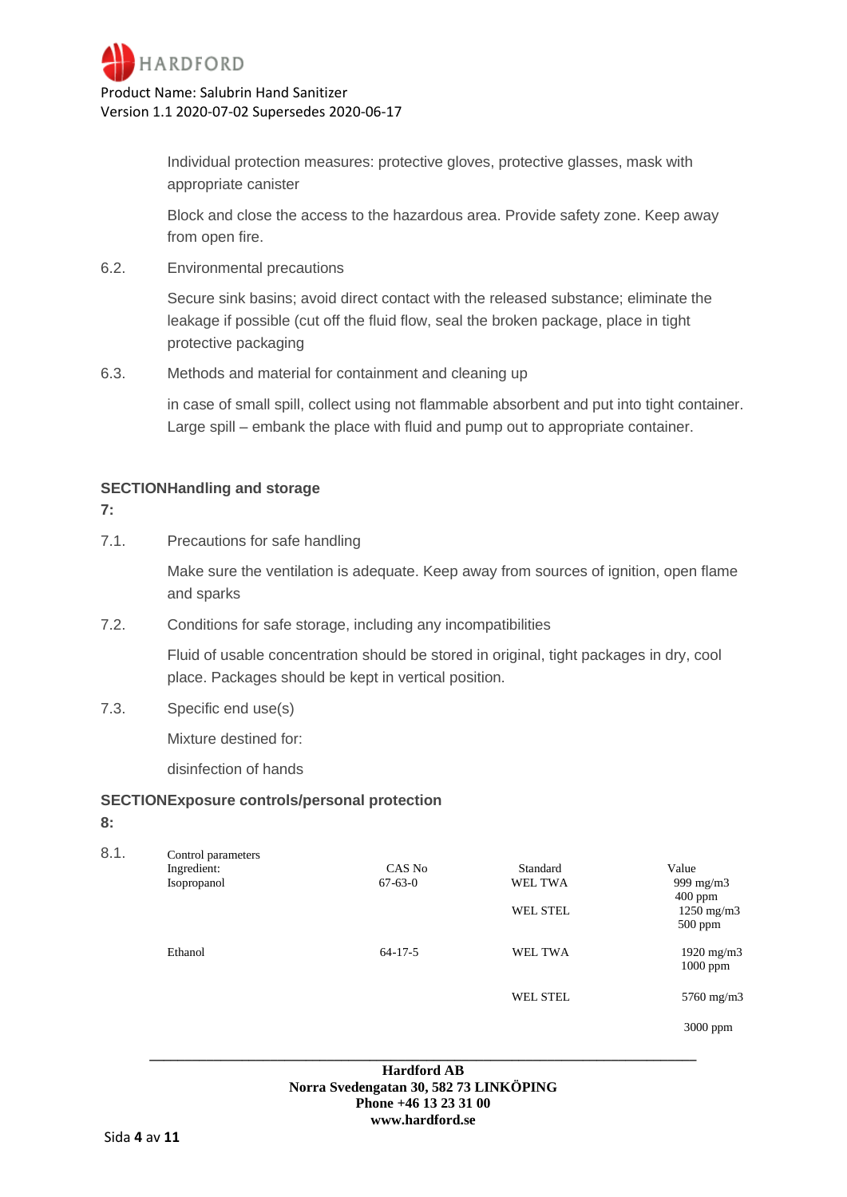Individual protection measures: protective gloves, protective glasses, mask with appropriate canister

Block and close the access to the hazardous area. Provide safety zone. Keep away from open fire.

6.2. Environmental precautions

Secure sink basins; avoid direct contact with the released substance; eliminate the leakage if possible (cut off the fluid flow, seal the broken package, place in tight protective packaging

6.3. Methods and material for containment and cleaning up

in case of small spill, collect using not flammable absorbent and put into tight container. Large spill – embank the place with fluid and pump out to appropriate container.

## SECTION 7: Handling and storage

7.1. Precautions for safe handling

Make sure the ventilation is adequate. Keep away from sources of ignition, open flame and sparks

7.2. Conditions for safe storage, including any incompatibilities

Fluid of usable concentration should be stored in original, tight packages in dry, cool place. Packages should be kept in vertical position.

7.3. Specific end use(s)

Mixture destined for:

disinfection of hands

## SECTION 8: Exposure controls/personal protection

8.1. Control parameters

| Ingredient: | CAS No | Standard | Value |
|---|---|---|---|
| Isopropanol | 67-63-0 | WEL TWA | 999 mg/m3<br>400 ppm |
| | | WEL STEL | 1250 mg/m3<br>500 ppm |
| Ethanol | 64-17-5 | WEL TWA | 1920 mg/m3<br>1000 ppm |
| | | WEL STEL | 5760 mg/m3<br>3000 ppm |

**Hardford AB**
**Norra Svedengatan 30, 582 73 LINKÖPING**
**Phone +46 13 23 31 00**
**www.hardford.se**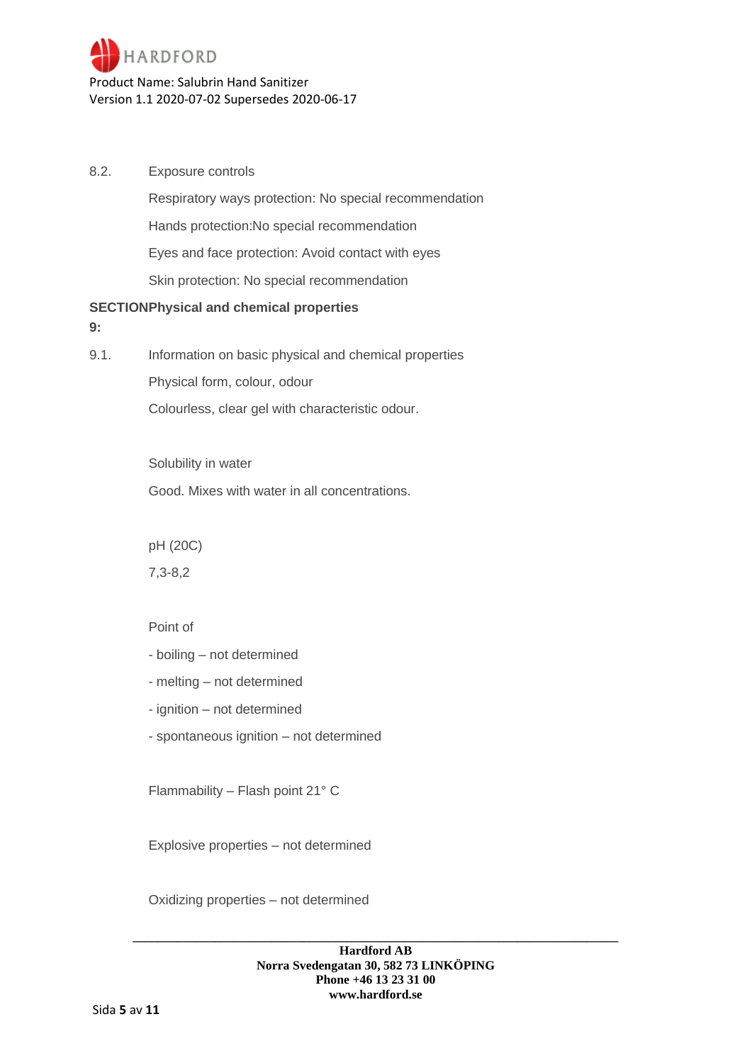8.2. Exposure controls

Respiratory ways protection: No special recommendation

Hands protection:No special recommendation

Eyes and face protection: Avoid contact with eyes

Skin protection: No special recommendation

## SECTION 9: Physical and chemical properties

9.1. Information on basic physical and chemical properties

Physical form, colour, odour

Colourless, clear gel with characteristic odour.

Solubility in water

Good. Mixes with water in all concentrations.

pH (20C)

7,3-8,2

Point of

- boiling – not determined
- melting – not determined
- ignition – not determined
- spontaneous ignition – not determined

Flammability – Flash point 21° C

Explosive properties – not determined

Oxidizing properties – not determined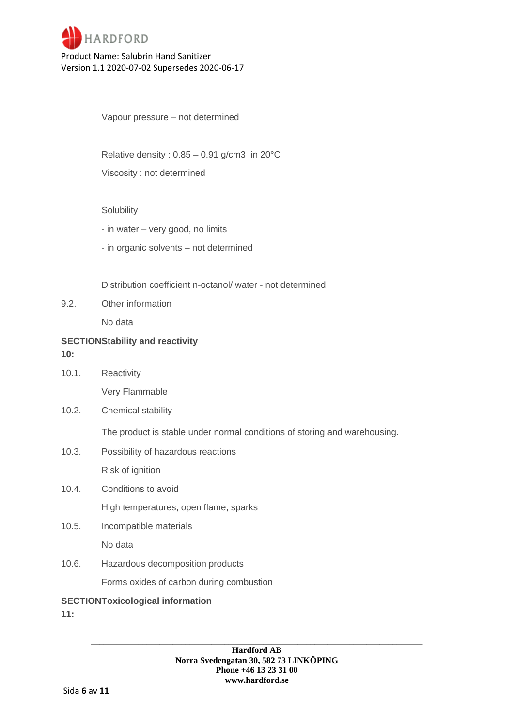Vapour pressure – not determined

Relative density : 0.85 – 0.91 g/cm3 in 20°C

Viscosity : not determined

Solubility

- in water – very good, no limits
- in organic solvents – not determined

Distribution coefficient n-octanol/ water - not determined

9.2. Other information

No data

## SECTION 10: Stability and reactivity

10.1. Reactivity

Very Flammable

10.2. Chemical stability

The product is stable under normal conditions of storing and warehousing.

10.3. Possibility of hazardous reactions

Risk of ignition

10.4. Conditions to avoid

High temperatures, open flame, sparks

10.5. Incompatible materials

No data

10.6. Hazardous decomposition products

Forms oxides of carbon during combustion

## SECTION 11: Toxicological information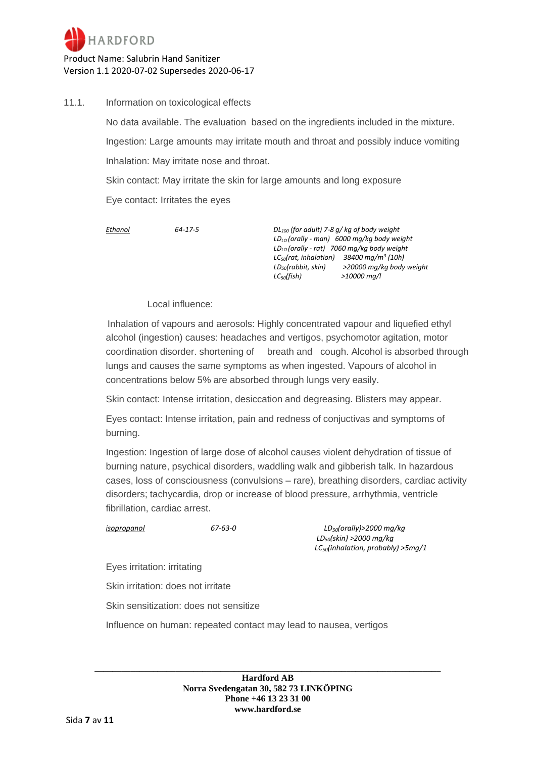## 11.1. Information on toxicological effects

No data available. The evaluation based on the ingredients included in the mixture.

Ingestion: Large amounts may irritate mouth and throat and possibly induce vomiting

Inhalation: May irritate nose and throat.

Skin contact: May irritate the skin for large amounts and long exposure

Eye contact: Irritates the eyes

| | | |
|---|---|---|
| *Ethanol* | *64-17-5* | *$DL_{100}$ (for adult) 7-8 g/ kg of body weight*<br>*$LD_{LO}$ (orally - man) 6000 mg/kg body weight*<br>*$LD_{LO}$ (orally - rat) 7060 mg/kg body weight*<br>*$LC_{50}$(rat, inhalation) 38400 mg/m$^3$ (10h)*<br>*$LD_{50}$(rabbit, skin) >20000 mg/kg body weight*<br>*$LC_{50}$(fish) >10000 mg/l* |

Local influence:

Inhalation of vapours and aerosols: Highly concentrated vapour and liquefied ethyl alcohol (ingestion) causes: headaches and vertigos, psychomotor agitation, motor coordination disorder. shortening of breath and cough. Alcohol is absorbed through lungs and causes the same symptoms as when ingested. Vapours of alcohol in concentrations below 5% are absorbed through lungs very easily.

Skin contact: Intense irritation, desiccation and degreasing. Blisters may appear.

Eyes contact: Intense irritation, pain and redness of conjuctivas and symptoms of burning.

Ingestion: Ingestion of large dose of alcohol causes violent dehydration of tissue of burning nature, psychical disorders, waddling walk and gibberish talk. In hazardous cases, loss of consciousness (convulsions – rare), breathing disorders, cardiac activity disorders; tachycardia, drop or increase of blood pressure, arrhythmia, ventricle fibrillation, cardiac arrest.

| | | |
|---|---|---|
| *isopropanol* | *67-63-0* | *$LD_{50}$(orally)>2000 mg/kg*<br>*$LD_{50}$(skin) >2000 mg/kg*<br>*$LC_{50}$(inhalation, probably) >5mg/1* |

Eyes irritation: irritating

Skin irritation: does not irritate

Skin sensitization: does not sensitize

Influence on human: repeated contact may lead to nausea, vertigos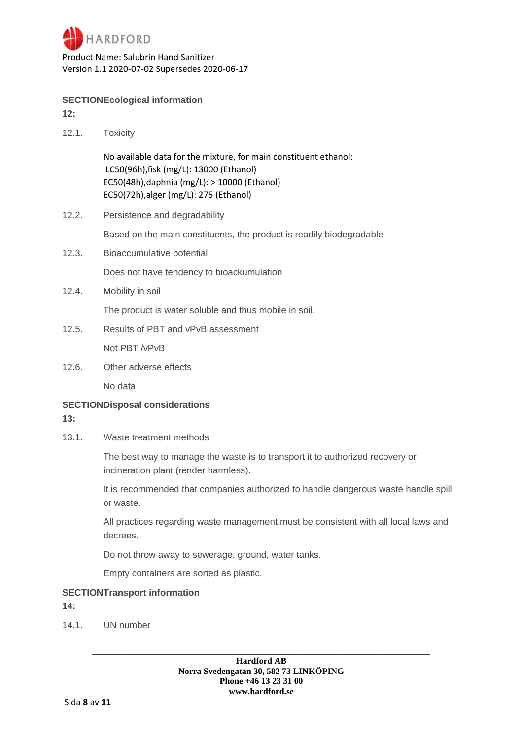## SECTION 12: Ecological information

12.1. Toxicity

No available data for the mixture, for main constituent ethanol:
LC50(96h),fisk (mg/L): 13000 (Ethanol)
EC50(48h),daphnia (mg/L): > 10000 (Ethanol)
EC50(72h),alger (mg/L): 275 (Ethanol)

12.2. Persistence and degradability

Based on the main constituents, the product is readily biodegradable

12.3. Bioaccumulative potential

Does not have tendency to bioackumulation

12.4. Mobility in soil

The product is water soluble and thus mobile in soil.

12.5. Results of PBT and vPvB assessment

Not PBT /vPvB

12.6. Other adverse effects

No data

## SECTION 13: Disposal considerations

13.1. Waste treatment methods

The best way to manage the waste is to transport it to authorized recovery or incineration plant (render harmless).

It is recommended that companies authorized to handle dangerous waste handle spill or waste.

All practices regarding waste management must be consistent with all local laws and decrees.

Do not throw away to sewerage, ground, water tanks.

Empty containers are sorted as plastic.

## SECTION 14: Transport information

14.1. UN number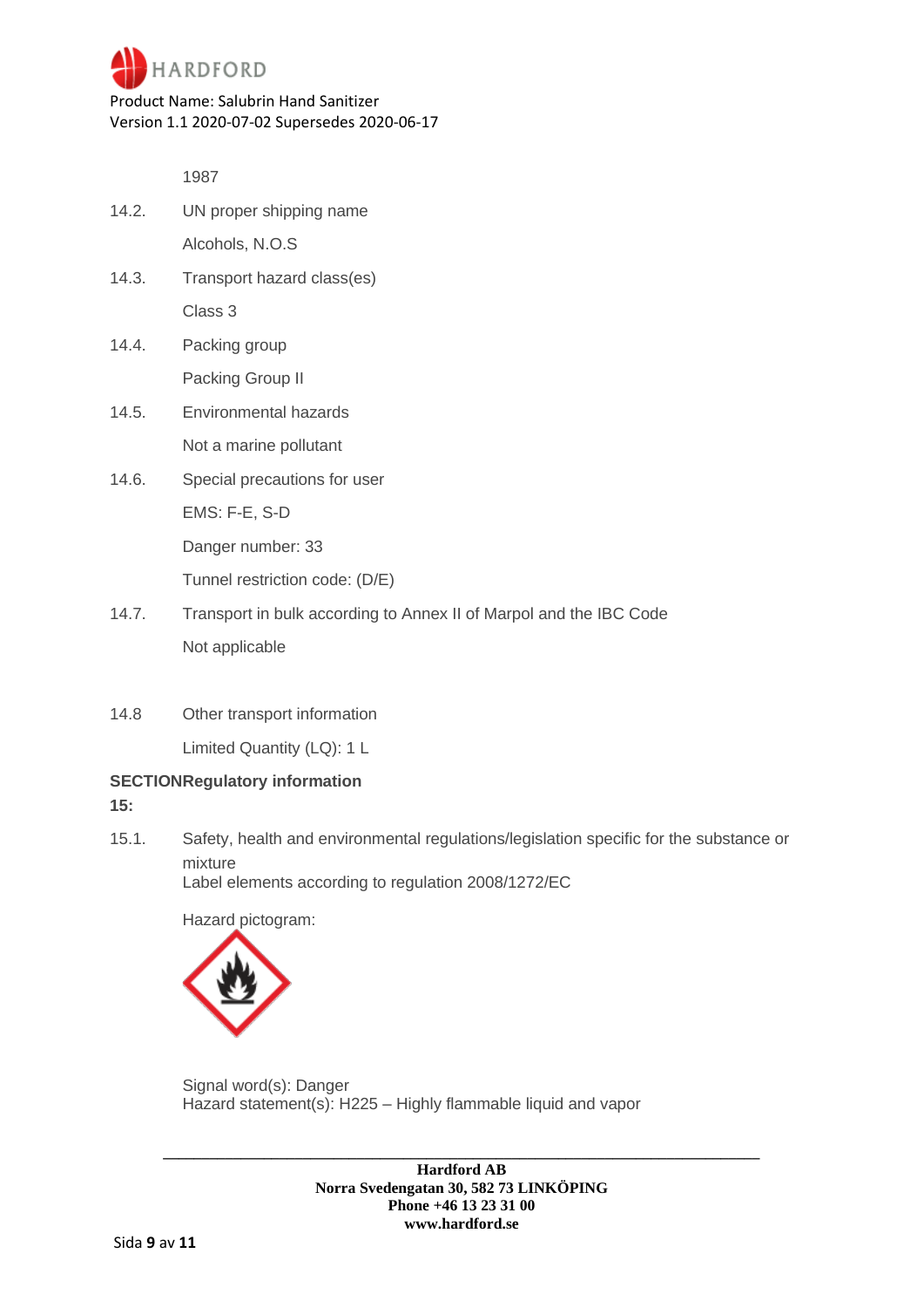1987

14.2. UN proper shipping name

Alcohols, N.O.S

14.3. Transport hazard class(es)

Class 3

14.4. Packing group

Packing Group II

14.5. Environmental hazards

Not a marine pollutant

14.6. Special precautions for user

EMS: F-E, S-D

Danger number: 33

Tunnel restriction code: (D/E)

14.7. Transport in bulk according to Annex II of Marpol and the IBC Code

Not applicable

14.8 Other transport information

Limited Quantity (LQ): 1 L

## SECTION 15: Regulatory information

15.1. Safety, health and environmental regulations/legislation specific for the substance or mixture
Label elements according to regulation 2008/1272/EC

Hazard pictogram:

Signal word(s): Danger
Hazard statement(s): H225 – Highly flammable liquid and vapor

**Hardford AB**
**Norra Svedengatan 30, 582 73 LINKÖPING**
**Phone +46 13 23 31 00**
**www.hardford.se**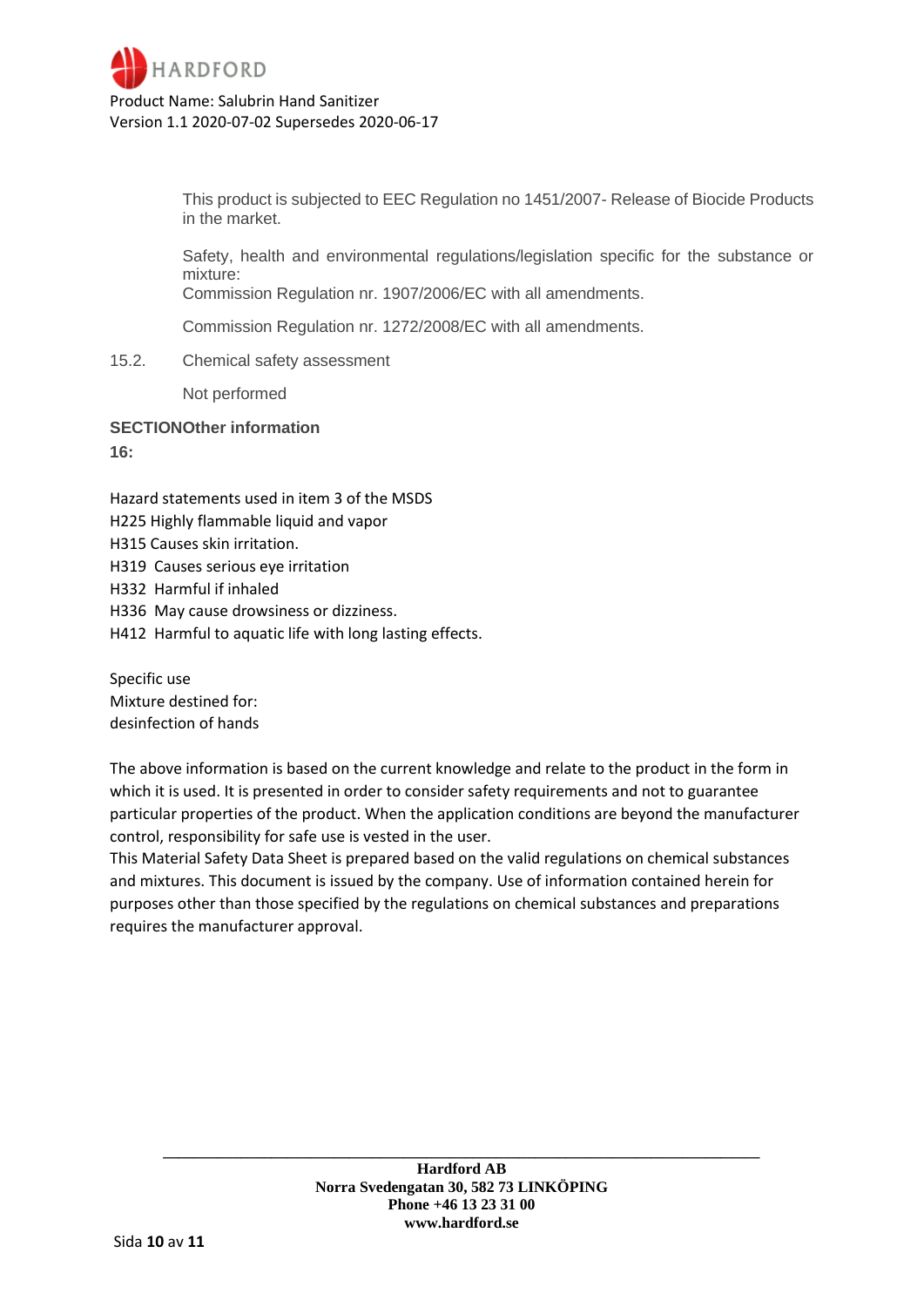This product is subjected to EEC Regulation no 1451/2007- Release of Biocide Products in the market.

Safety, health and environmental regulations/legislation specific for the substance or mixture:
Commission Regulation nr. 1907/2006/EC with all amendments.

Commission Regulation nr. 1272/2008/EC with all amendments.

15.2. Chemical safety assessment

Not performed

## SECTION 16: Other information

Hazard statements used in item 3 of the MSDS
H225 Highly flammable liquid and vapor
H315 Causes skin irritation.
H319 Causes serious eye irritation
H332 Harmful if inhaled
H336 May cause drowsiness or dizziness.
H412 Harmful to aquatic life with long lasting effects.

Specific use
Mixture destined for:
desinfection of hands

The above information is based on the current knowledge and relate to the product in the form in which it is used. It is presented in order to consider safety requirements and not to guarantee particular properties of the product. When the application conditions are beyond the manufacturer control, responsibility for safe use is vested in the user.
This Material Safety Data Sheet is prepared based on the valid regulations on chemical substances and mixtures. This document is issued by the company. Use of information contained herein for purposes other than those specified by the regulations on chemical substances and preparations requires the manufacturer approval.